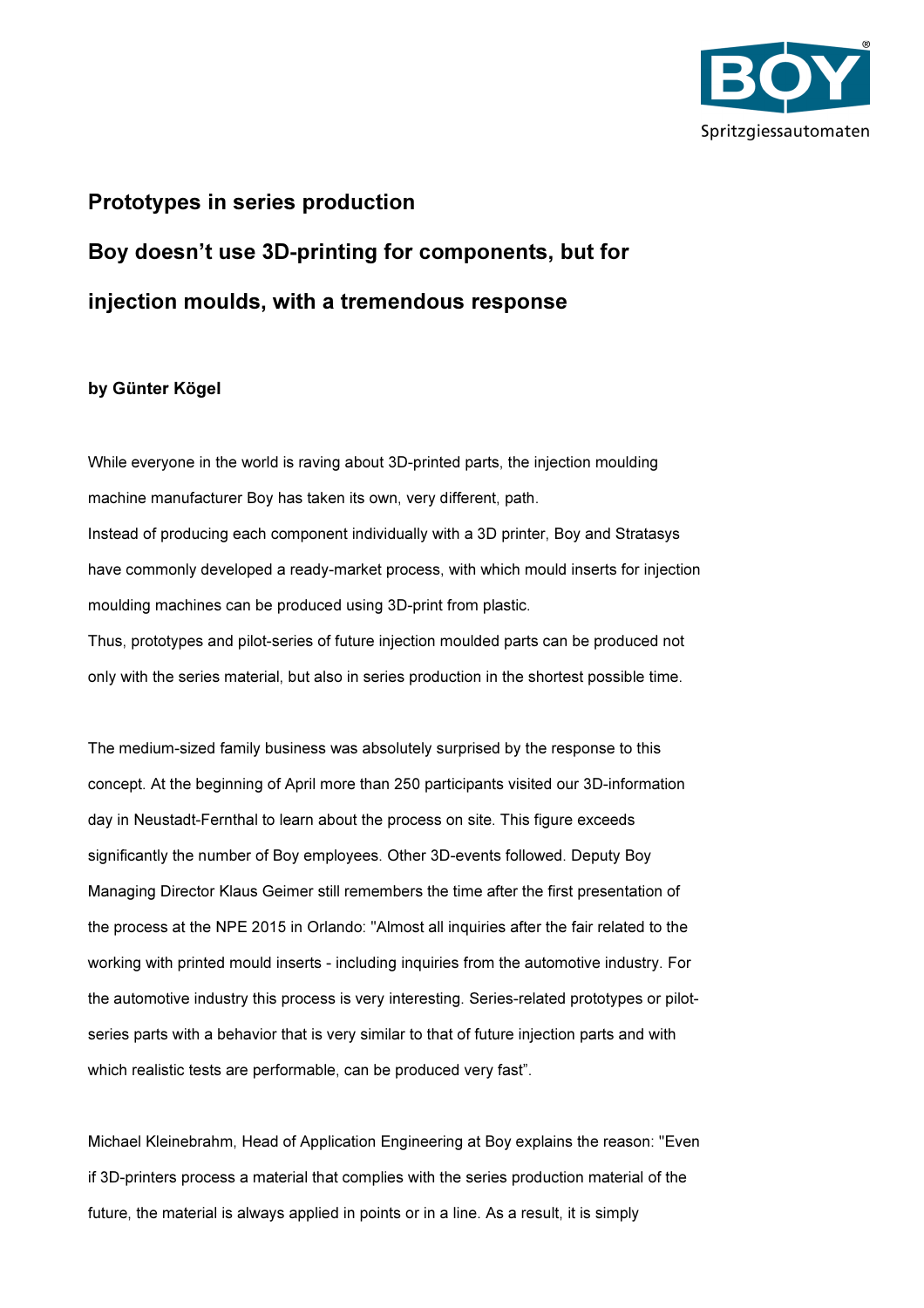# Prototypes in series production

## Boy doesn't use 3D-printing for components, but for injection moulds, with a tremendous response

**by Günter Kögel**

While everyone in the world is raving about 3D-printed parts, the injection moulding machine manufacturer Boy has taken its own, very different, path.
Instead of producing each component individually with a 3D printer, Boy and Stratasys have commonly developed a ready-market process, with which mould inserts for injection moulding machines can be produced using 3D-print from plastic.
Thus, prototypes and pilot-series of future injection moulded parts can be produced not only with the series material, but also in series production in the shortest possible time.

The medium-sized family business was absolutely surprised by the response to this concept. At the beginning of April more than 250 participants visited our 3D-information day in Neustadt-Fernthal to learn about the process on site. This figure exceeds significantly the number of Boy employees. Other 3D-events followed. Deputy Boy Managing Director Klaus Geimer still remembers the time after the first presentation of the process at the NPE 2015 in Orlando: "Almost all inquiries after the fair related to the working with printed mould inserts - including inquiries from the automotive industry. For the automotive industry this process is very interesting. Series-related prototypes or pilot-series parts with a behavior that is very similar to that of future injection parts and with which realistic tests are performable, can be produced very fast".

Michael Kleinebrahm, Head of Application Engineering at Boy explains the reason: "Even if 3D-printers process a material that complies with the series production material of the future, the material is always applied in points or in a line. As a result, it is simply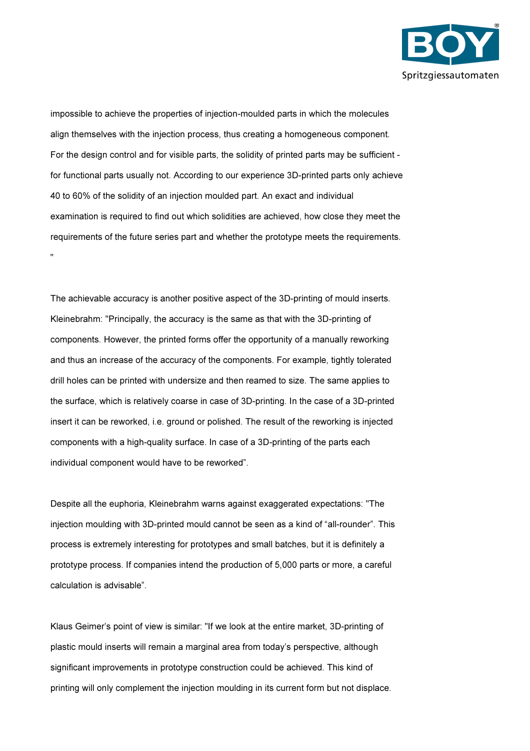impossible to achieve the properties of injection-moulded parts in which the molecules align themselves with the injection process, thus creating a homogeneous component. For the design control and for visible parts, the solidity of printed parts may be sufficient - for functional parts usually not. According to our experience 3D-printed parts only achieve 40 to 60% of the solidity of an injection moulded part. An exact and individual examination is required to find out which solidities are achieved, how close they meet the requirements of the future series part and whether the prototype meets the requirements. "

The achievable accuracy is another positive aspect of the 3D-printing of mould inserts. Kleinebrahm: "Principally, the accuracy is the same as that with the 3D-printing of components. However, the printed forms offer the opportunity of a manually reworking and thus an increase of the accuracy of the components. For example, tightly tolerated drill holes can be printed with undersize and then reamed to size. The same applies to the surface, which is relatively coarse in case of 3D-printing. In the case of a 3D-printed insert it can be reworked, i.e. ground or polished. The result of the reworking is injected components with a high-quality surface. In case of a 3D-printing of the parts each individual component would have to be reworked".

Despite all the euphoria, Kleinebrahm warns against exaggerated expectations: "The injection moulding with 3D-printed mould cannot be seen as a kind of "all-rounder". This process is extremely interesting for prototypes and small batches, but it is definitely a prototype process. If companies intend the production of 5,000 parts or more, a careful calculation is advisable".

Klaus Geimer's point of view is similar: "If we look at the entire market, 3D-printing of plastic mould inserts will remain a marginal area from today's perspective, although significant improvements in prototype construction could be achieved. This kind of printing will only complement the injection moulding in its current form but not displace.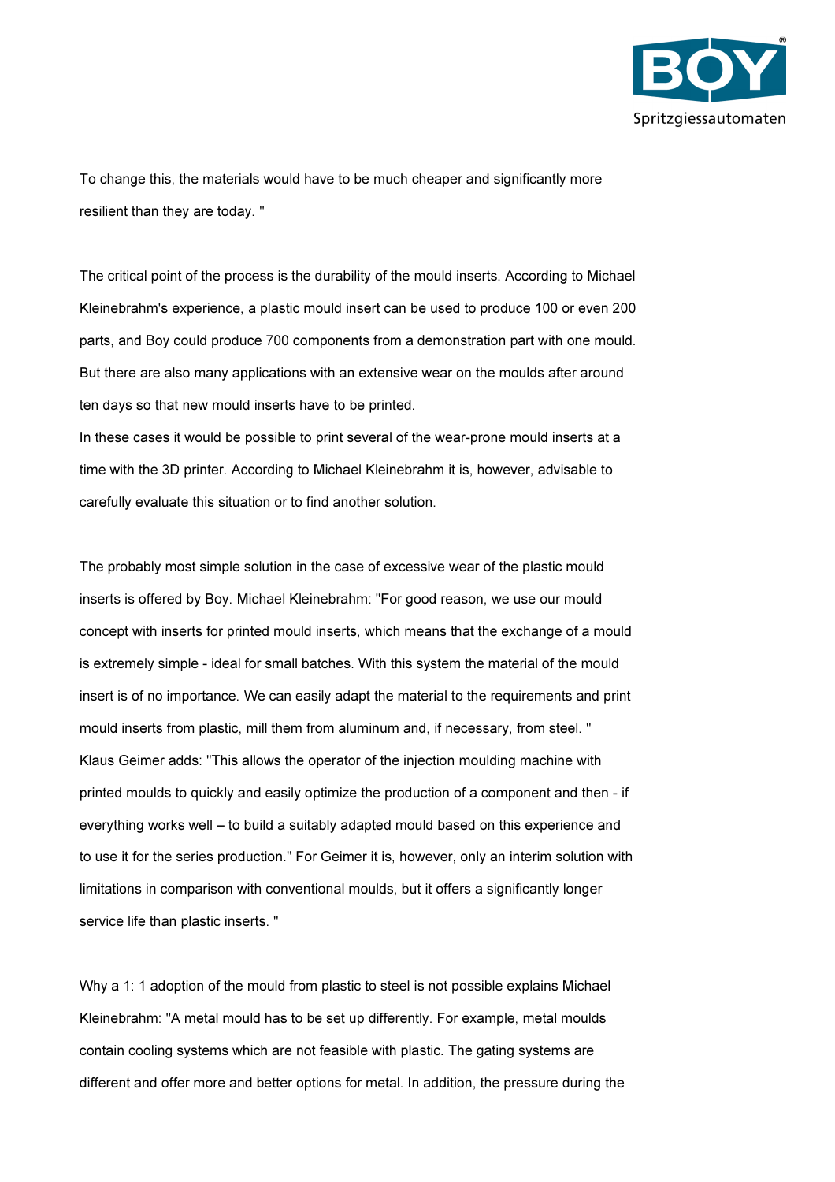To change this, the materials would have to be much cheaper and significantly more resilient than they are today. "

The critical point of the process is the durability of the mould inserts. According to Michael Kleinebrahm's experience, a plastic mould insert can be used to produce 100 or even 200 parts, and Boy could produce 700 components from a demonstration part with one mould. But there are also many applications with an extensive wear on the moulds after around ten days so that new mould inserts have to be printed.

In these cases it would be possible to print several of the wear-prone mould inserts at a time with the 3D printer. According to Michael Kleinebrahm it is, however, advisable to carefully evaluate this situation or to find another solution.

The probably most simple solution in the case of excessive wear of the plastic mould inserts is offered by Boy. Michael Kleinebrahm: "For good reason, we use our mould concept with inserts for printed mould inserts, which means that the exchange of a mould is extremely simple - ideal for small batches. With this system the material of the mould insert is of no importance. We can easily adapt the material to the requirements and print mould inserts from plastic, mill them from aluminum and, if necessary, from steel. "

Klaus Geimer adds: "This allows the operator of the injection moulding machine with printed moulds to quickly and easily optimize the production of a component and then - if everything works well – to build a suitably adapted mould based on this experience and to use it for the series production." For Geimer it is, however, only an interim solution with limitations in comparison with conventional moulds, but it offers a significantly longer service life than plastic inserts. "

Why a 1: 1 adoption of the mould from plastic to steel is not possible explains Michael Kleinebrahm: "A metal mould has to be set up differently. For example, metal moulds contain cooling systems which are not feasible with plastic. The gating systems are different and offer more and better options for metal. In addition, the pressure during the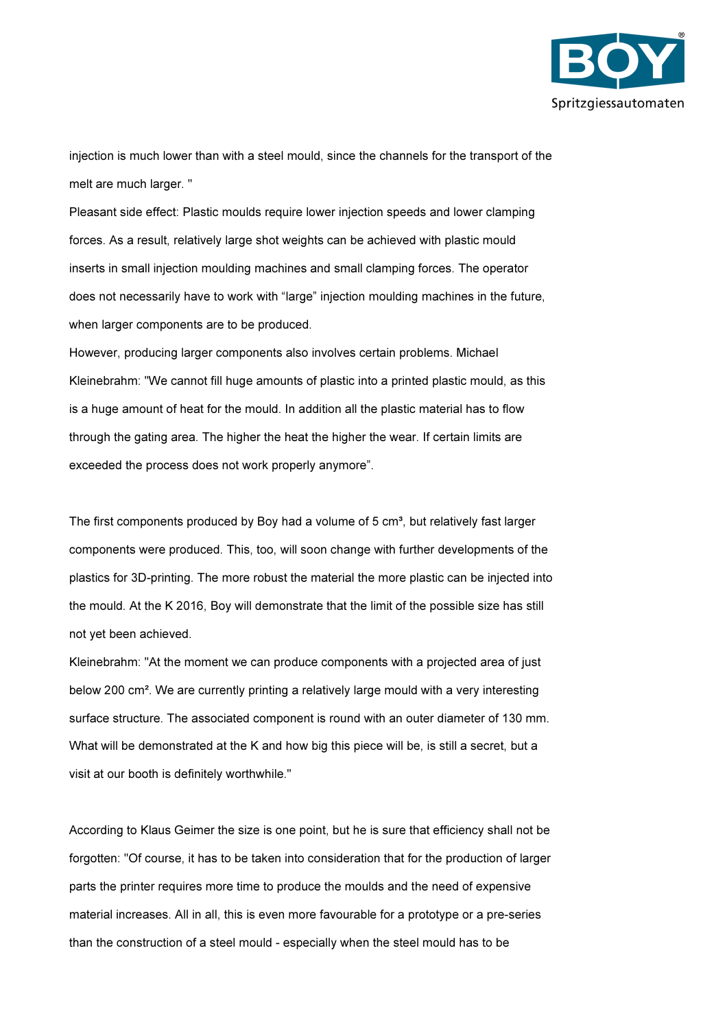injection is much lower than with a steel mould, since the channels for the transport of the melt are much larger. "

Pleasant side effect: Plastic moulds require lower injection speeds and lower clamping forces. As a result, relatively large shot weights can be achieved with plastic mould inserts in small injection moulding machines and small clamping forces. The operator does not necessarily have to work with “large” injection moulding machines in the future, when larger components are to be produced.

However, producing larger components also involves certain problems. Michael Kleinebrahm: "We cannot fill huge amounts of plastic into a printed plastic mould, as this is a huge amount of heat for the mould. In addition all the plastic material has to flow through the gating area. The higher the heat the higher the wear. If certain limits are exceeded the process does not work properly anymore”.

The first components produced by Boy had a volume of 5 cm³, but relatively fast larger components were produced. This, too, will soon change with further developments of the plastics for 3D-printing. The more robust the material the more plastic can be injected into the mould. At the K 2016, Boy will demonstrate that the limit of the possible size has still not yet been achieved.

Kleinebrahm: "At the moment we can produce components with a projected area of just below 200 cm². We are currently printing a relatively large mould with a very interesting surface structure. The associated component is round with an outer diameter of 130 mm. What will be demonstrated at the K and how big this piece will be, is still a secret, but a visit at our booth is definitely worthwhile."

According to Klaus Geimer the size is one point, but he is sure that efficiency shall not be forgotten: "Of course, it has to be taken into consideration that for the production of larger parts the printer requires more time to produce the moulds and the need of expensive material increases. All in all, this is even more favourable for a prototype or a pre-series than the construction of a steel mould - especially when the steel mould has to be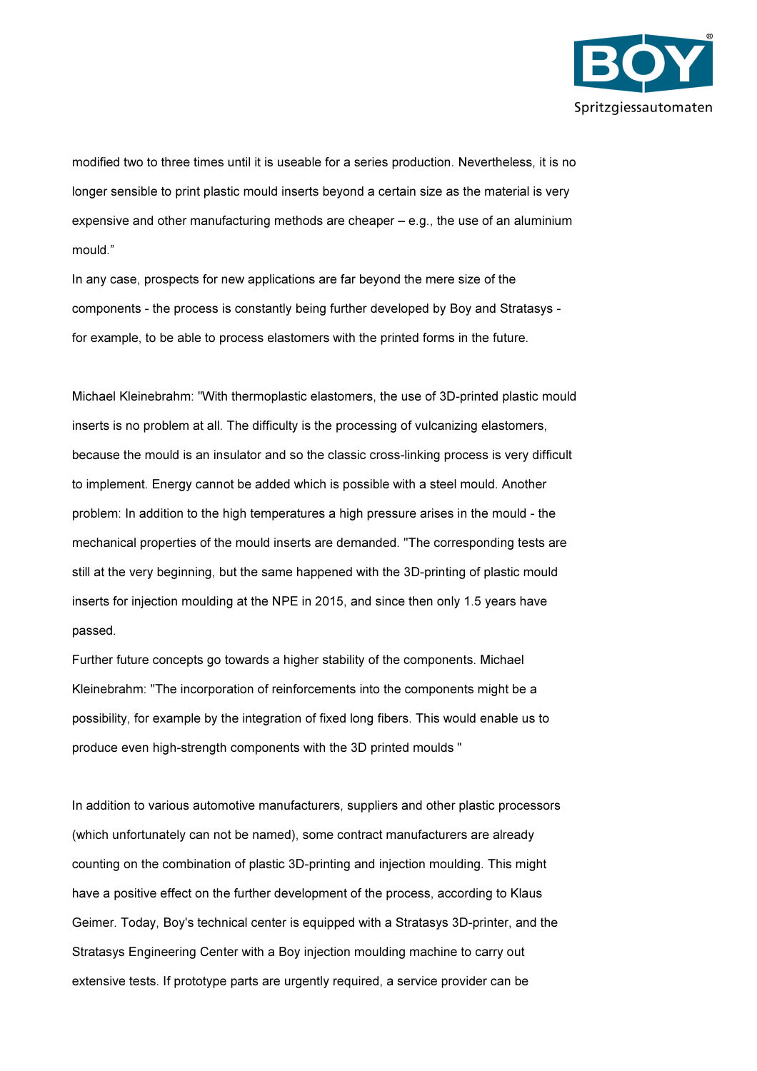modified two to three times until it is useable for a series production. Nevertheless, it is no longer sensible to print plastic mould inserts beyond a certain size as the material is very expensive and other manufacturing methods are cheaper – e.g., the use of an aluminium mould."

In any case, prospects for new applications are far beyond the mere size of the components - the process is constantly being further developed by Boy and Stratasys - for example, to be able to process elastomers with the printed forms in the future.

Michael Kleinebrahm: "With thermoplastic elastomers, the use of 3D-printed plastic mould inserts is no problem at all. The difficulty is the processing of vulcanizing elastomers, because the mould is an insulator and so the classic cross-linking process is very difficult to implement. Energy cannot be added which is possible with a steel mould. Another problem: In addition to the high temperatures a high pressure arises in the mould - the mechanical properties of the mould inserts are demanded. "The corresponding tests are still at the very beginning, but the same happened with the 3D-printing of plastic mould inserts for injection moulding at the NPE in 2015, and since then only 1.5 years have passed.

Further future concepts go towards a higher stability of the components. Michael Kleinebrahm: "The incorporation of reinforcements into the components might be a possibility, for example by the integration of fixed long fibers. This would enable us to produce even high-strength components with the 3D printed moulds "

In addition to various automotive manufacturers, suppliers and other plastic processors (which unfortunately can not be named), some contract manufacturers are already counting on the combination of plastic 3D-printing and injection moulding. This might have a positive effect on the further development of the process, according to Klaus Geimer. Today, Boy's technical center is equipped with a Stratasys 3D-printer, and the Stratasys Engineering Center with a Boy injection moulding machine to carry out extensive tests. If prototype parts are urgently required, a service provider can be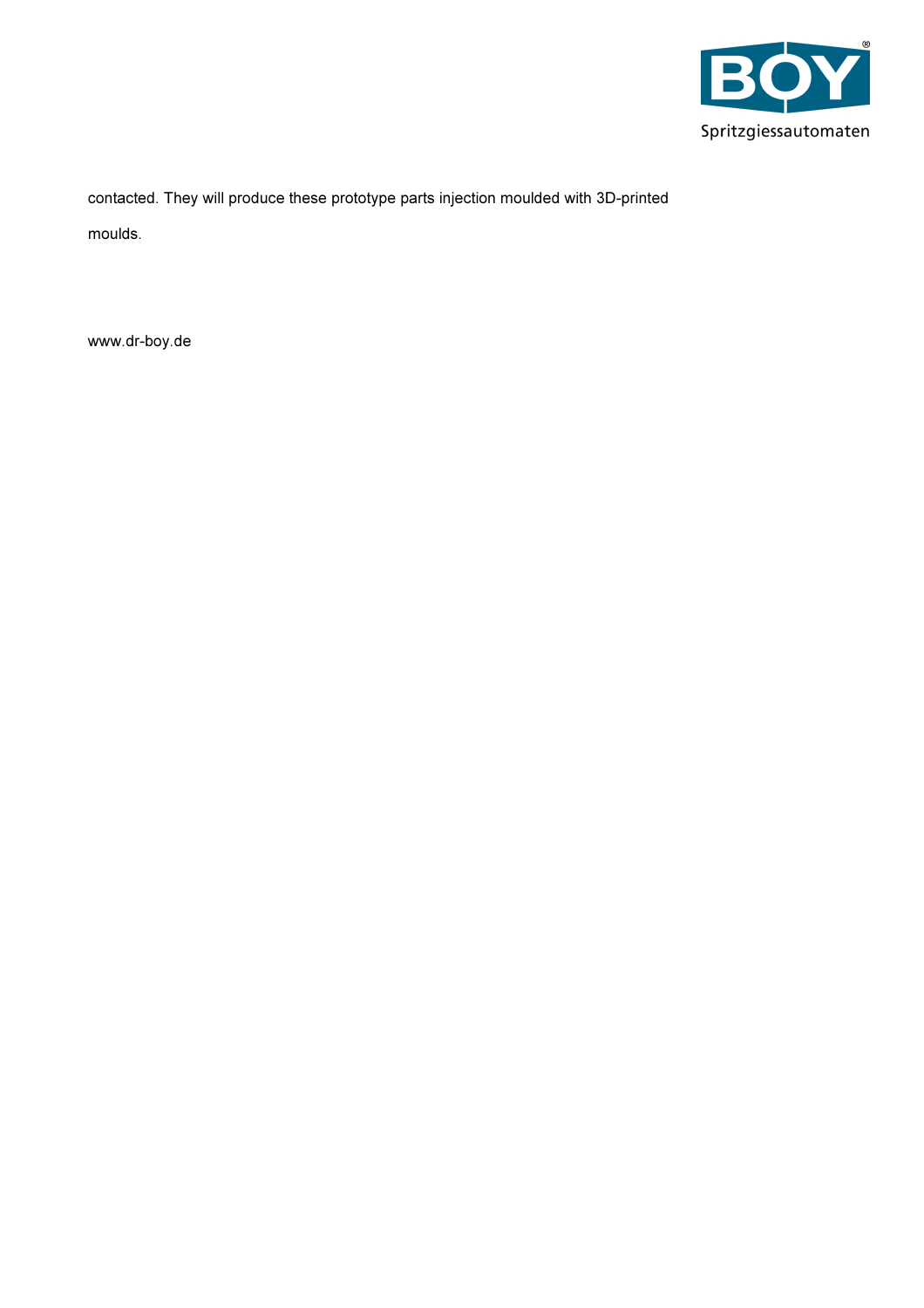contacted. They will produce these prototype parts injection moulded with 3D-printed moulds.

www.dr-boy.de